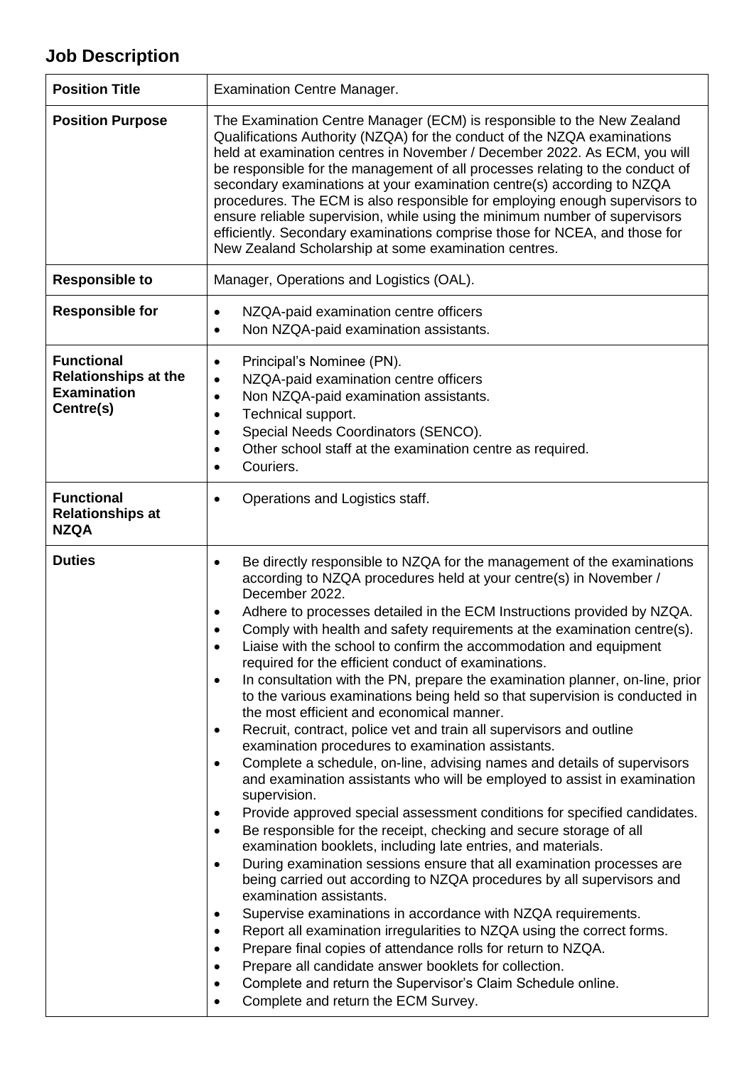## Job Description

| Position Title | Examination Centre Manager. |
|---|---|
| **Position Purpose** | The Examination Centre Manager (ECM) is responsible to the New Zealand Qualifications Authority (NZQA) for the conduct of the NZQA examinations held at examination centres in November / December 2022. As ECM, you will be responsible for the management of all processes relating to the conduct of secondary examinations at your examination centre(s) according to NZQA procedures. The ECM is also responsible for employing enough supervisors to ensure reliable supervision, while using the minimum number of supervisors efficiently. Secondary examinations comprise those for NCEA, and those for New Zealand Scholarship at some examination centres. |
| **Responsible to** | Manager, Operations and Logistics (OAL). |
| **Responsible for** | • NZQA-paid examination centre officers<br>• Non NZQA-paid examination assistants. |
| **Functional Relationships at the Examination Centre(s)** | • Principal's Nominee (PN).<br>• NZQA-paid examination centre officers<br>• Non NZQA-paid examination assistants.<br>• Technical support.<br>• Special Needs Coordinators (SENCO).<br>• Other school staff at the examination centre as required.<br>• Couriers. |
| **Functional Relationships at NZQA** | • Operations and Logistics staff. |
| **Duties** | • Be directly responsible to NZQA for the management of the examinations according to NZQA procedures held at your centre(s) in November / December 2022.<br>• Adhere to processes detailed in the ECM Instructions provided by NZQA.<br>• Comply with health and safety requirements at the examination centre(s).<br>• Liaise with the school to confirm the accommodation and equipment required for the efficient conduct of examinations.<br>• In consultation with the PN, prepare the examination planner, on-line, prior to the various examinations being held so that supervision is conducted in the most efficient and economical manner.<br>• Recruit, contract, police vet and train all supervisors and outline examination procedures to examination assistants.<br>• Complete a schedule, on-line, advising names and details of supervisors and examination assistants who will be employed to assist in examination supervision.<br>• Provide approved special assessment conditions for specified candidates.<br>• Be responsible for the receipt, checking and secure storage of all examination booklets, including late entries, and materials.<br>• During examination sessions ensure that all examination processes are being carried out according to NZQA procedures by all supervisors and examination assistants.<br>• Supervise examinations in accordance with NZQA requirements.<br>• Report all examination irregularities to NZQA using the correct forms.<br>• Prepare final copies of attendance rolls for return to NZQA.<br>• Prepare all candidate answer booklets for collection.<br>• Complete and return the Supervisor's Claim Schedule online.<br>• Complete and return the ECM Survey. |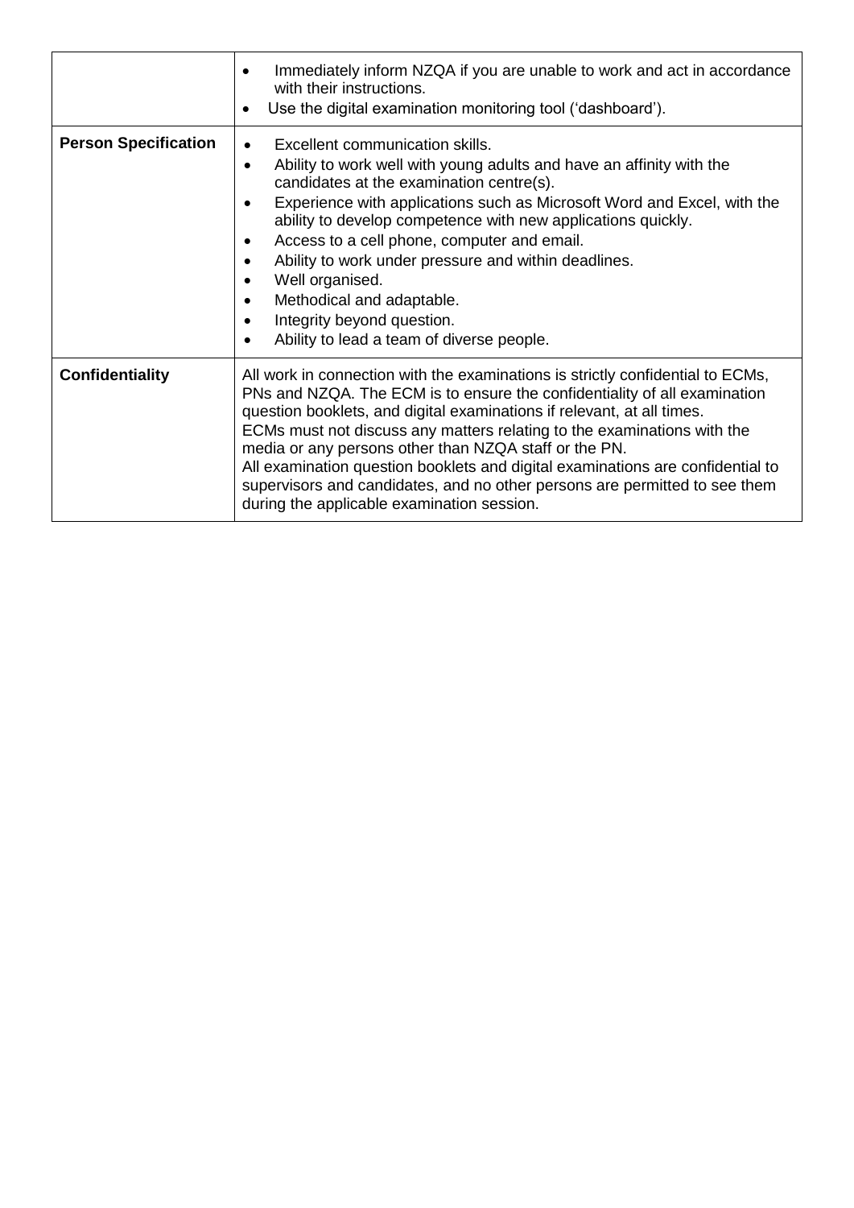| | |
|---|---|
| | • Immediately inform NZQA if you are unable to work and act in accordance with their instructions.<br>• Use the digital examination monitoring tool ('dashboard'). |
| **Person Specification** | • Excellent communication skills.<br>• Ability to work well with young adults and have an affinity with the candidates at the examination centre(s).<br>• Experience with applications such as Microsoft Word and Excel, with the ability to develop competence with new applications quickly.<br>• Access to a cell phone, computer and email.<br>• Ability to work under pressure and within deadlines.<br>• Well organised.<br>• Methodical and adaptable.<br>• Integrity beyond question.<br>• Ability to lead a team of diverse people. |
| **Confidentiality** | All work in connection with the examinations is strictly confidential to ECMs, PNs and NZQA. The ECM is to ensure the confidentiality of all examination question booklets, and digital examinations if relevant, at all times.<br>ECMs must not discuss any matters relating to the examinations with the media or any persons other than NZQA staff or the PN.<br>All examination question booklets and digital examinations are confidential to supervisors and candidates, and no other persons are permitted to see them during the applicable examination session. |